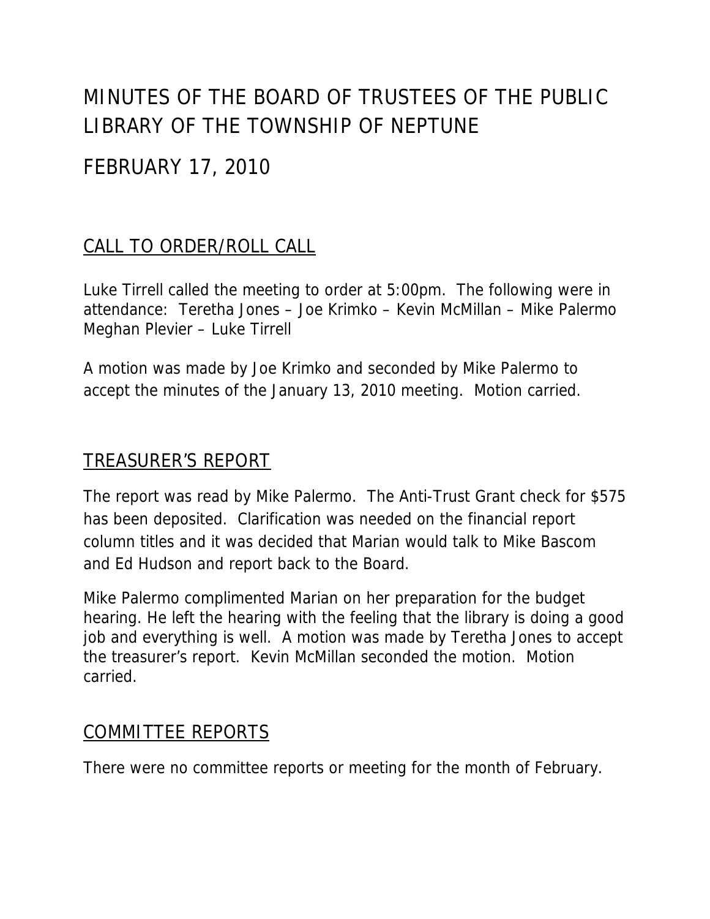# MINUTES OF THE BOARD OF TRUSTEES OF THE PUBLIC LIBRARY OF THE TOWNSHIP OF NEPTUNE

## FEBRUARY 17, 2010

## CALL TO ORDER/ROLL CALL

Luke Tirrell called the meeting to order at 5:00pm. The following were in attendance: Teretha Jones – Joe Krimko – Kevin McMillan – Mike Palermo Meghan Plevier – Luke Tirrell

A motion was made by Joe Krimko and seconded by Mike Palermo to accept the minutes of the January 13, 2010 meeting. Motion carried.

## TREASURER'S REPORT

The report was read by Mike Palermo. The Anti-Trust Grant check for $575 has been deposited. Clarification was needed on the financial report column titles and it was decided that Marian would talk to Mike Bascom and Ed Hudson and report back to the Board.

Mike Palermo complimented Marian on her preparation for the budget hearing. He left the hearing with the feeling that the library is doing a good job and everything is well. A motion was made by Teretha Jones to accept the treasurer's report. Kevin McMillan seconded the motion. Motion carried.

## COMMITTEE REPORTS

There were no committee reports or meeting for the month of February.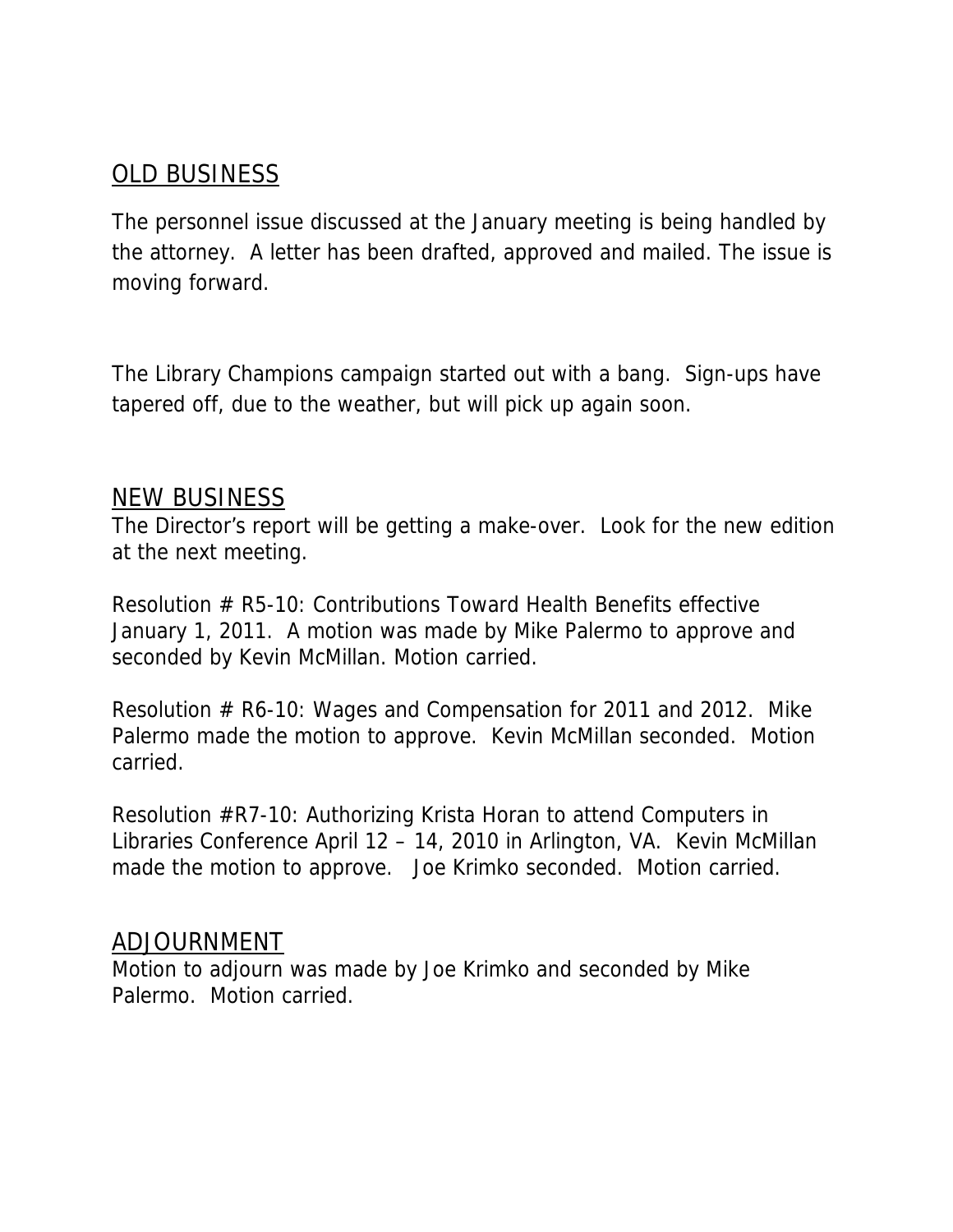## OLD BUSINESS

The personnel issue discussed at the January meeting is being handled by the attorney. A letter has been drafted, approved and mailed. The issue is moving forward.

The Library Champions campaign started out with a bang. Sign-ups have tapered off, due to the weather, but will pick up again soon.

## NEW BUSINESS

The Director's report will be getting a make-over. Look for the new edition at the next meeting.

Resolution # R5-10: Contributions Toward Health Benefits effective January 1, 2011. A motion was made by Mike Palermo to approve and seconded by Kevin McMillan. Motion carried.

Resolution # R6-10: Wages and Compensation for 2011 and 2012. Mike Palermo made the motion to approve. Kevin McMillan seconded. Motion carried.

Resolution #R7-10: Authorizing Krista Horan to attend Computers in Libraries Conference April 12 – 14, 2010 in Arlington, VA. Kevin McMillan made the motion to approve. Joe Krimko seconded. Motion carried.

## ADJOURNMENT

Motion to adjourn was made by Joe Krimko and seconded by Mike Palermo. Motion carried.